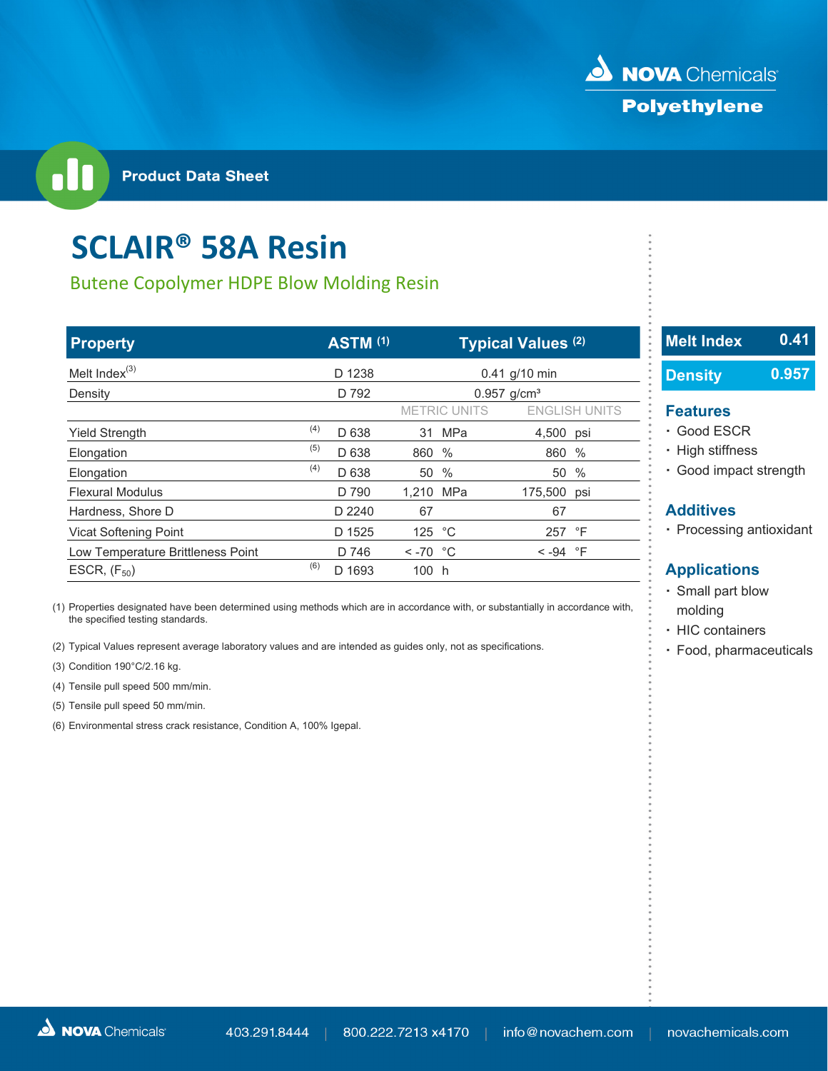# SCLAIR® 58A Resin

## Butene Copolymer HDPE Blow Molding Resin

| Property | | ASTM [1] | Typical Values [2] | | | |
|---|---|---|---|---|---|---|
| Melt Index[3] | | D 1238 | 0.41 g/10 min | | | |
| Density | | D 792 | 0.957 g/cm³ | | | |
| | | | METRIC UNITS | | ENGLISH UNITS | |
| Yield Strength | [4] | D 638 | 31 | MPa | 4,500 | psi |
| Elongation | [5] | D 638 | 860 | % | 860 | % |
| Elongation | [4] | D 638 | 50 | % | 50 | % |
| Flexural Modulus | | D 790 | 1,210 | MPa | 175,500 | psi |
| Hardness, Shore D | | D 2240 | 67 | | 67 | |
| Vicat Softening Point | | D 1525 | 125 | °C | 257 | °F |
| Low Temperature Brittleness Point | | D 746 | < -70 | °C | < -94 | °F |
| ESCR, ($F_{50}$) | [6] | D 1693 | 100 | h | | |

(1) Properties designated have been determined using methods which are in accordance with, or substantially in accordance with, the specified testing standards.

(2) Typical Values represent average laboratory values and are intended as guides only, not as specifications.

(3) Condition 190°C/2.16 kg.

(4) Tensile pull speed 500 mm/min.

(5) Tensile pull speed 50 mm/min.

(6) Environmental stress crack resistance, Condition A, 100% Igepal.

| Melt Index | 0.41 |
|---|---|
| Density | 0.957 |

### Features

- Good ESCR
- High stiffness
- Good impact strength

### Additives

- Processing antioxidant

### Applications

- Small part blow molding
- HIC containers
- Food, pharmaceuticals

NOVA Chemicals | 403.291.8444 | 800.222.7213 x4170 | info@novachem.com | novachemicals.com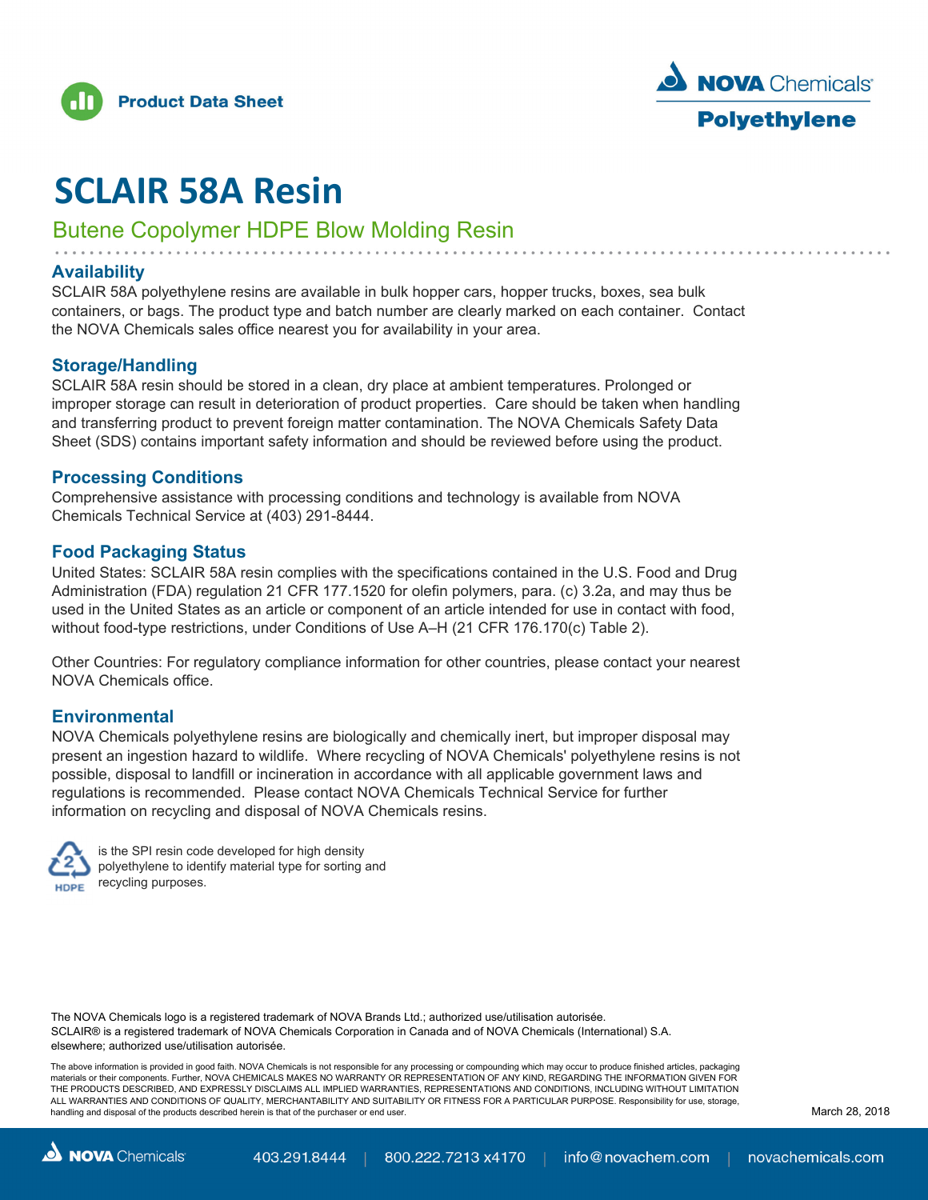# SCLAIR 58A Resin

## Butene Copolymer HDPE Blow Molding Resin

### Availability

SCLAIR 58A polyethylene resins are available in bulk hopper cars, hopper trucks, boxes, sea bulk containers, or bags. The product type and batch number are clearly marked on each container. Contact the NOVA Chemicals sales office nearest you for availability in your area.

### Storage/Handling

SCLAIR 58A resin should be stored in a clean, dry place at ambient temperatures. Prolonged or improper storage can result in deterioration of product properties. Care should be taken when handling and transferring product to prevent foreign matter contamination. The NOVA Chemicals Safety Data Sheet (SDS) contains important safety information and should be reviewed before using the product.

### Processing Conditions

Comprehensive assistance with processing conditions and technology is available from NOVA Chemicals Technical Service at (403) 291-8444.

### Food Packaging Status

United States: SCLAIR 58A resin complies with the specifications contained in the U.S. Food and Drug Administration (FDA) regulation 21 CFR 177.1520 for olefin polymers, para. (c) 3.2a, and may thus be used in the United States as an article or component of an article intended for use in contact with food, without food-type restrictions, under Conditions of Use A–H (21 CFR 176.170(c) Table 2).

Other Countries: For regulatory compliance information for other countries, please contact your nearest NOVA Chemicals office.

### Environmental

NOVA Chemicals polyethylene resins are biologically and chemically inert, but improper disposal may present an ingestion hazard to wildlife. Where recycling of NOVA Chemicals' polyethylene resins is not possible, disposal to landfill or incineration in accordance with all applicable government laws and regulations is recommended. Please contact NOVA Chemicals Technical Service for further information on recycling and disposal of NOVA Chemicals resins.

2 HDPE is the SPI resin code developed for high density polyethylene to identify material type for sorting and recycling purposes.

The NOVA Chemicals logo is a registered trademark of NOVA Brands Ltd.; authorized use/utilisation autorisée.
SCLAIR® is a registered trademark of NOVA Chemicals Corporation in Canada and of NOVA Chemicals (International) S.A. elsewhere; authorized use/utilisation autorisée.

The above information is provided in good faith. NOVA Chemicals is not responsible for any processing or compounding which may occur to produce finished articles, packaging materials or their components. Further, NOVA CHEMICALS MAKES NO WARRANTY OR REPRESENTATION OF ANY KIND, REGARDING THE INFORMATION GIVEN FOR THE PRODUCTS DESCRIBED, AND EXPRESSLY DISCLAIMS ALL IMPLIED WARRANTIES, REPRESENTATIONS AND CONDITIONS, INCLUDING WITHOUT LIMITATION ALL WARRANTIES AND CONDITIONS OF QUALITY, MERCHANTABILITY AND SUITABILITY OR FITNESS FOR A PARTICULAR PURPOSE. Responsibility for use, storage, handling and disposal of the products described herein is that of the purchaser or end user.

March 28, 2018

403.291.8444 | 800.222.7213 x4170 | info@novachem.com | novachemicals.com